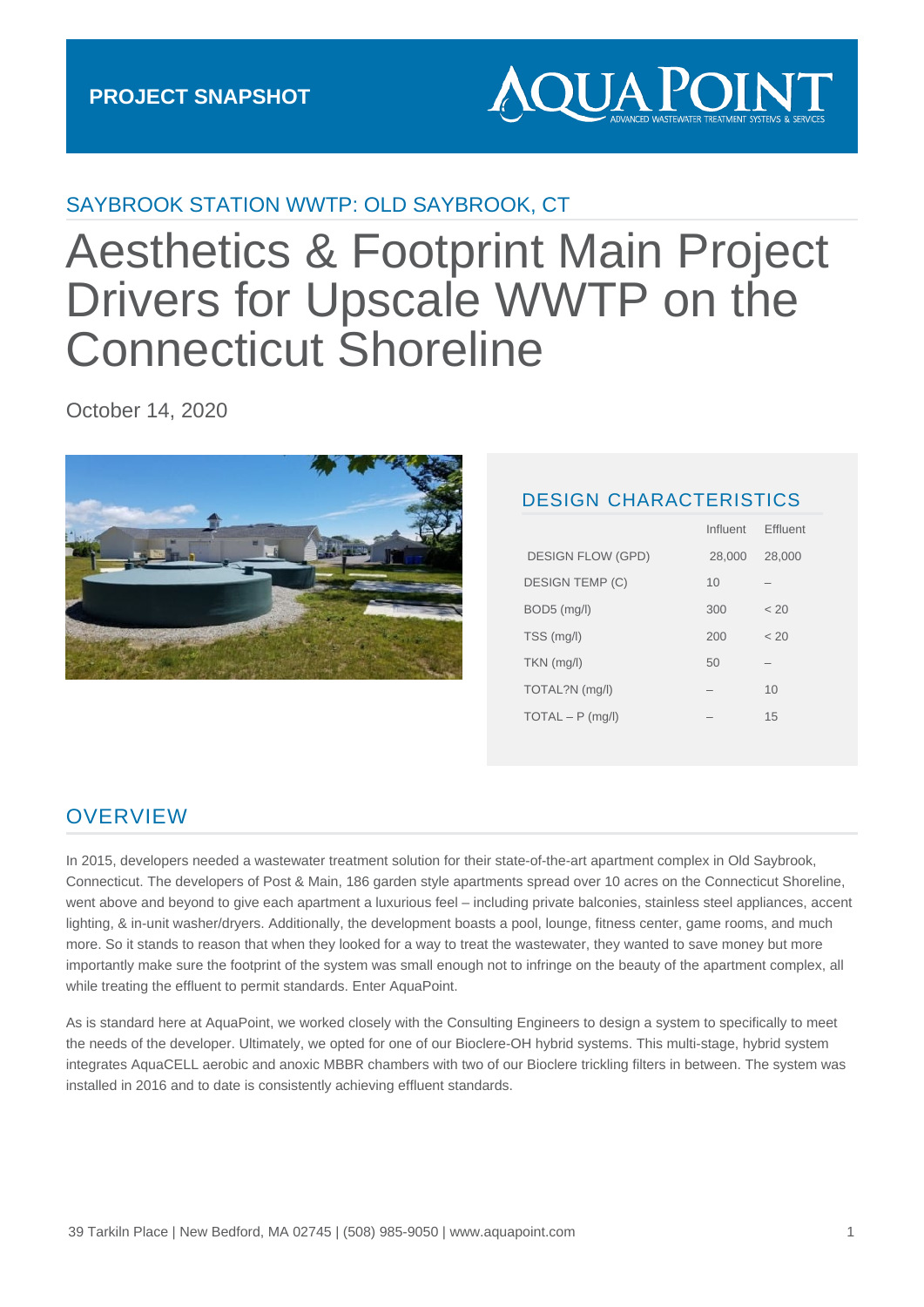PROJECT SNAPSHOT

AQUA POINT
ADVANCED WASTEWATER TREATMENT SYSTEMS & SERVICES

## SAYBROOK STATION WWTP: OLD SAYBROOK, CT

# Aesthetics & Footprint Main Project Drivers for Upscale WWTP on the Connecticut Shoreline

October 14, 2020

## DESIGN CHARACTERISTICS

| | Influent | Effluent |
|---|---|---|
| DESIGN FLOW (GPD) | 28,000 | 28,000 |
| DESIGN TEMP (C) | 10 | – |
| BOD5 (mg/l) | 300 | < 20 |
| TSS (mg/l) | 200 | < 20 |
| TKN (mg/l) | 50 | – |
| TOTAL?N (mg/l) | – | 10 |
| TOTAL – P (mg/l) | – | 15 |

## OVERVIEW

In 2015, developers needed a wastewater treatment solution for their state-of-the-art apartment complex in Old Saybrook, Connecticut. The developers of Post & Main, 186 garden style apartments spread over 10 acres on the Connecticut Shoreline, went above and beyond to give each apartment a luxurious feel – including private balconies, stainless steel appliances, accent lighting, & in-unit washer/dryers. Additionally, the development boasts a pool, lounge, fitness center, game rooms, and much more. So it stands to reason that when they looked for a way to treat the wastewater, they wanted to save money but more importantly make sure the footprint of the system was small enough not to infringe on the beauty of the apartment complex, all while treating the effluent to permit standards. Enter AquaPoint.

As is standard here at AquaPoint, we worked closely with the Consulting Engineers to design a system to specifically to meet the needs of the developer. Ultimately, we opted for one of our Bioclere-OH hybrid systems. This multi-stage, hybrid system integrates AquaCELL aerobic and anoxic MBBR chambers with two of our Bioclere trickling filters in between. The system was installed in 2016 and to date is consistently achieving effluent standards.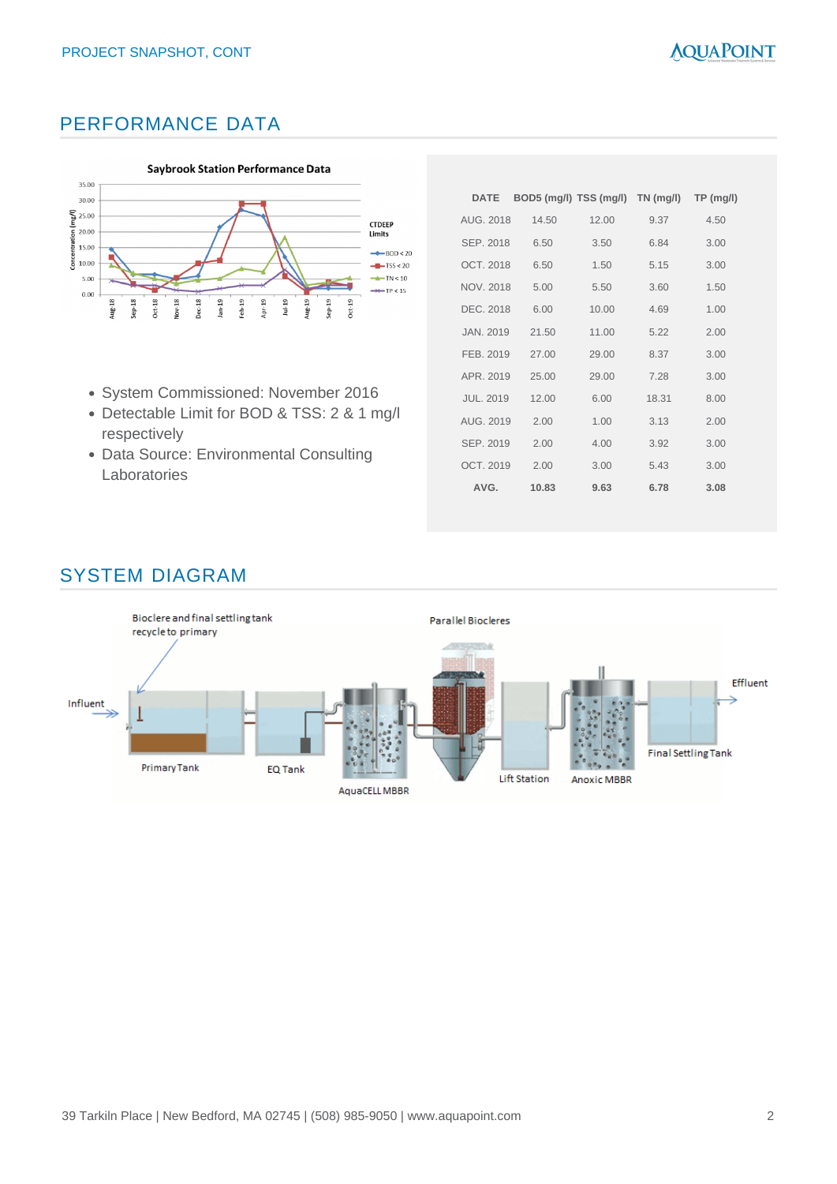## PERFORMANCE DATA

Saybrook Station Performance Data

Concentration (mg/l)

35.00
30.00
25.00
20.00
15.00
10.00
5.00
0.00

Aug-18 Sep-18 Oct-18 Nov-18 Dec-18 Jan-19 Feb-19 Apr-19 Jul-19 Aug-19 Sep-19 Oct-19

CTDEEP Limits

BOD < 20
TSS < 20
TN < 10
TP < 15

- System Commissioned: November 2016
- Detectable Limit for BOD & TSS: 2 & 1 mg/l respectively
- Data Source: Environmental Consulting Laboratories

| DATE | BOD5 (mg/l) | TSS (mg/l) | TN (mg/l) | TP (mg/l) |
|---|---|---|---|---|
| AUG. 2018 | 14.50 | 12.00 | 9.37 | 4.50 |
| SEP. 2018 | 6.50 | 3.50 | 6.84 | 3.00 |
| OCT. 2018 | 6.50 | 1.50 | 5.15 | 3.00 |
| NOV. 2018 | 5.00 | 5.50 | 3.60 | 1.50 |
| DEC. 2018 | 6.00 | 10.00 | 4.69 | 1.00 |
| JAN. 2019 | 21.50 | 11.00 | 5.22 | 2.00 |
| FEB. 2019 | 27.00 | 29.00 | 8.37 | 3.00 |
| APR. 2019 | 25.00 | 29.00 | 7.28 | 3.00 |
| JUL. 2019 | 12.00 | 6.00 | 18.31 | 8.00 |
| AUG. 2019 | 2.00 | 1.00 | 3.13 | 2.00 |
| SEP. 2019 | 2.00 | 4.00 | 3.92 | 3.00 |
| OCT. 2019 | 2.00 | 3.00 | 5.43 | 3.00 |
| **AVG.** | **10.83** | **9.63** | **6.78** | **3.08** |

## SYSTEM DIAGRAM

Bioclere and final settling tank recycle to primary

Parallel Biocleres

Influent

Effluent

Primary Tank

EQ Tank

AquaCELL MBBR

Lift Station

Anoxic MBBR

Final Settling Tank